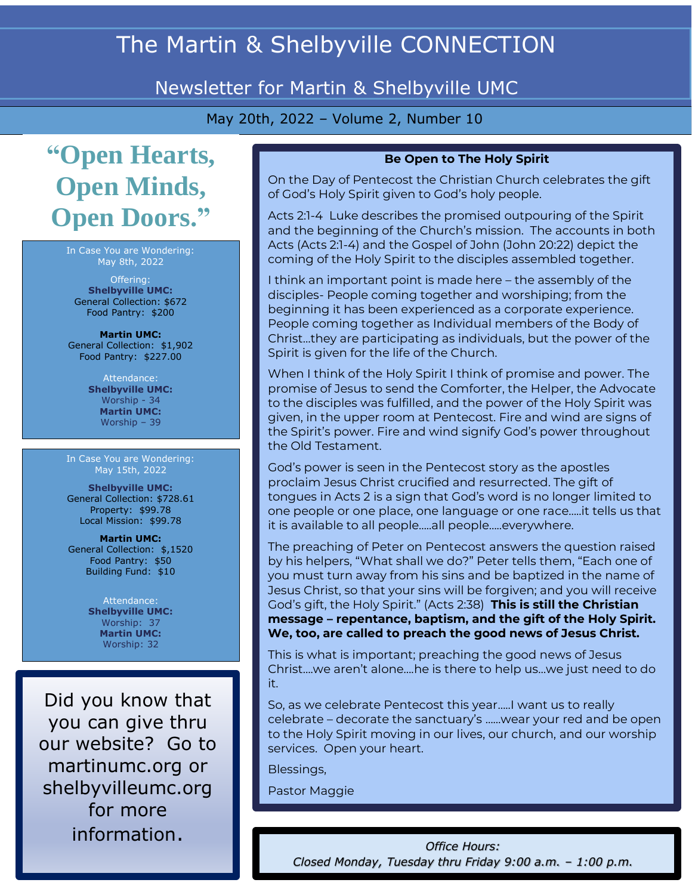# The Martin & Shelbyville CONNECTION

## Newsletter for Martin & Shelbyville UMC

May 20th, 2022 – Volume 2, Number 10

## “Open Hearts, Open Minds, Open Doors.”

In Case You are Wondering:
May 8th, 2022

Offering:
**Shelbyville UMC:**
General Collection: $672
Food Pantry: $200

**Martin UMC:**
General Collection: $1,902
Food Pantry: $227.00

Attendance:
**Shelbyville UMC:**
Worship - 34
**Martin UMC:**
Worship – 39

In Case You are Wondering:
May 15th, 2022

**Shelbyville UMC:**
General Collection: $728.61
Property: $99.78
Local Mission: $99.78

**Martin UMC:**
General Collection: $,1520
Food Pantry: $50
Building Fund: $10

Attendance:
**Shelbyville UMC:**
Worship: 37
**Martin UMC:**
Worship: 32

Did you know that you can give thru our website? Go to martinumc.org or shelbyvilleumc.org for more information.

### Be Open to The Holy Spirit

On the Day of Pentecost the Christian Church celebrates the gift of God’s Holy Spirit given to God’s holy people.

Acts 2:1-4 Luke describes the promised outpouring of the Spirit and the beginning of the Church’s mission. The accounts in both Acts (Acts 2:1-4) and the Gospel of John (John 20:22) depict the coming of the Holy Spirit to the disciples assembled together.

I think an important point is made here – the assembly of the disciples- People coming together and worshiping; from the beginning it has been experienced as a corporate experience. People coming together as Individual members of the Body of Christ…they are participating as individuals, but the power of the Spirit is given for the life of the Church.

When I think of the Holy Spirit I think of promise and power. The promise of Jesus to send the Comforter, the Helper, the Advocate to the disciples was fulfilled, and the power of the Holy Spirit was given, in the upper room at Pentecost. Fire and wind are signs of the Spirit’s power. Fire and wind signify God’s power throughout the Old Testament.

God’s power is seen in the Pentecost story as the apostles proclaim Jesus Christ crucified and resurrected. The gift of tongues in Acts 2 is a sign that God’s word is no longer limited to one people or one place, one language or one race…..it tells us that it is available to all people…..all people…..everywhere.

The preaching of Peter on Pentecost answers the question raised by his helpers, “What shall we do?” Peter tells them, “Each one of you must turn away from his sins and be baptized in the name of Jesus Christ, so that your sins will be forgiven; and you will receive God’s gift, the Holy Spirit.” (Acts 2:38) **This is still the Christian message – repentance, baptism, and the gift of the Holy Spirit. We, too, are called to preach the good news of Jesus Christ.**

This is what is important; preaching the good news of Jesus Christ….we aren’t alone….he is there to help us…we just need to do it.

So, as we celebrate Pentecost this year…..I want us to really celebrate – decorate the sanctuary’s ……wear your red and be open to the Holy Spirit moving in our lives, our church, and our worship services. Open your heart.

Blessings,

Pastor Maggie

*Office Hours:*
*Closed Monday, Tuesday thru Friday 9:00 a.m. – 1:00 p.m.*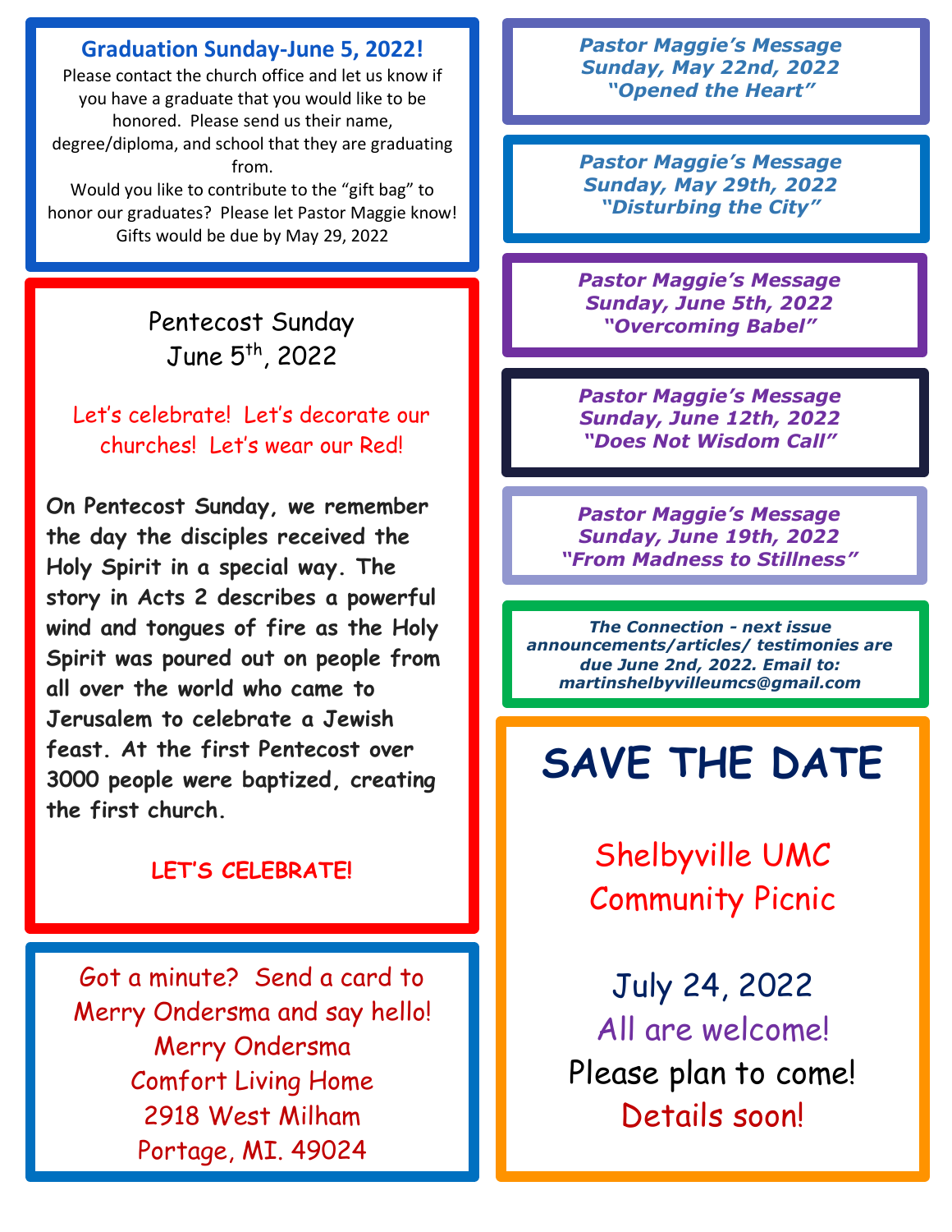## Graduation Sunday-June 5, 2022!

Please contact the church office and let us know if you have a graduate that you would like to be honored. Please send us their name, degree/diploma, and school that they are graduating from.

Would you like to contribute to the "gift bag" to honor our graduates? Please let Pastor Maggie know! Gifts would be due by May 29, 2022

## Pentecost Sunday
## June 5th, 2022

Let's celebrate! Let's decorate our churches! Let's wear our Red!

**On Pentecost Sunday, we remember the day the disciples received the Holy Spirit in a special way. The story in Acts 2 describes a powerful wind and tongues of fire as the Holy Spirit was poured out on people from all over the world who came to Jerusalem to celebrate a Jewish feast. At the first Pentecost over 3000 people were baptized, creating the first church.**

**LET'S CELEBRATE!**

Got a minute? Send a card to Merry Ondersma and say hello!

Merry Ondersma
Comfort Living Home
2918 West Milham
Portage, MI. 49024

***Pastor Maggie's Message***
***Sunday, May 22nd, 2022***
***"Opened the Heart"***

***Pastor Maggie's Message***
***Sunday, May 29th, 2022***
***"Disturbing the City"***

***Pastor Maggie's Message***
***Sunday, June 5th, 2022***
***"Overcoming Babel"***

***Pastor Maggie's Message***
***Sunday, June 12th, 2022***
***"Does Not Wisdom Call"***

***Pastor Maggie's Message***
***Sunday, June 19th, 2022***
***"From Madness to Stillness"***

***The Connection - next issue announcements/articles/ testimonies are due June 2nd, 2022. Email to: martinshelbyvilleumcs@gmail.com***

# SAVE THE DATE

Shelbyville UMC
Community Picnic

July 24, 2022

All are welcome!

Please plan to come!

Details soon!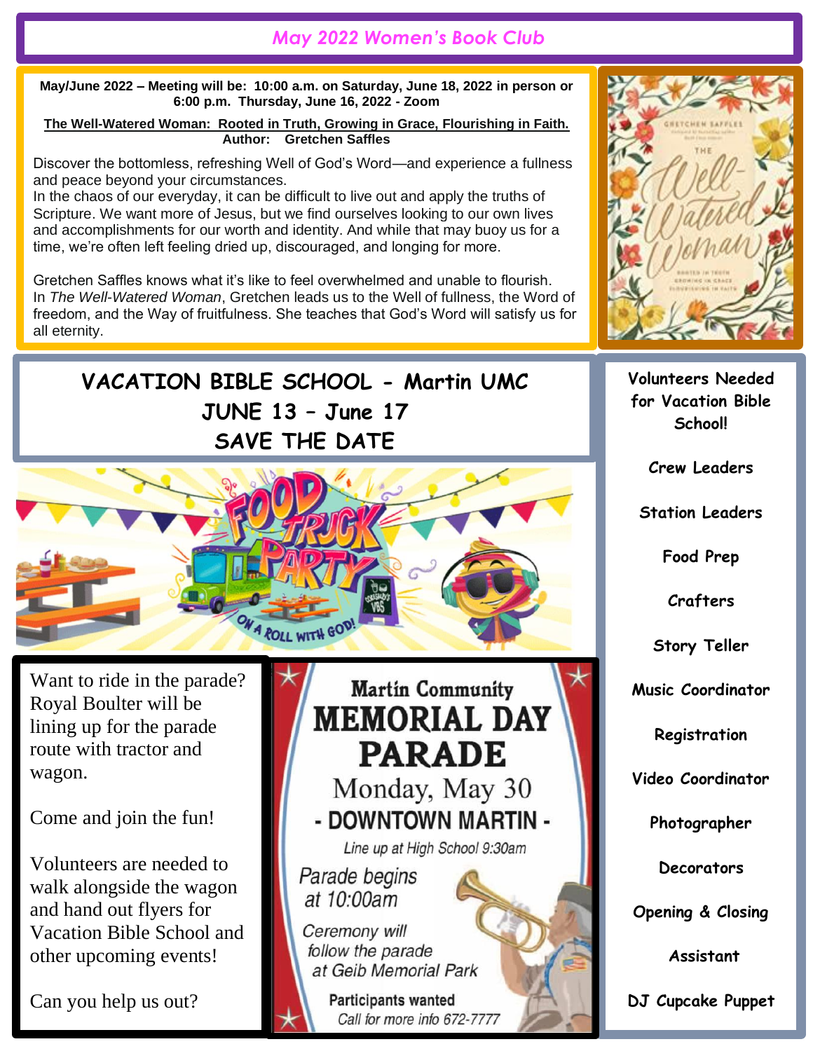# *May 2022 Women's Book Club*

**May/June 2022 – Meeting will be: 10:00 a.m. on Saturday, June 18, 2022 in person or 6:00 p.m. Thursday, June 16, 2022 - Zoom**

**The Well-Watered Woman: Rooted in Truth, Growing in Grace, Flourishing in Faith.**
**Author: Gretchen Saffles**

Discover the bottomless, refreshing Well of God's Word—and experience a fullness and peace beyond your circumstances.
In the chaos of our everyday, it can be difficult to live out and apply the truths of Scripture. We want more of Jesus, but we find ourselves looking to our own lives and accomplishments for our worth and identity. And while that may buoy us for a time, we're often left feeling dried up, discouraged, and longing for more.

Gretchen Saffles knows what it's like to feel overwhelmed and unable to flourish. In *The Well-Watered Woman*, Gretchen leads us to the Well of fullness, the Word of freedom, and the Way of fruitfulness. She teaches that God's Word will satisfy us for all eternity.

## VACATION BIBLE SCHOOL - Martin UMC
## JUNE 13 – June 17
## SAVE THE DATE

**Volunteers Needed for Vacation Bible School!**

- Crew Leaders
- Station Leaders
- Food Prep
- Crafters
- Story Teller
- Music Coordinator
- Registration
- Video Coordinator
- Photographer
- Decorators
- Opening & Closing
- Assistant
- DJ Cupcake Puppet

Want to ride in the parade? Royal Boulter will be lining up for the parade route with tractor and wagon.

Come and join the fun!

Volunteers are needed to walk alongside the wagon and hand out flyers for Vacation Bible School and other upcoming events!

Can you help us out?

## Martin Community MEMORIAL DAY PARADE

Monday, May 30

**- DOWNTOWN MARTIN -**

*Line up at High School 9:30am*

*Parade begins at 10:00am*

*Ceremony will follow the parade at Geib Memorial Park*

**Participants wanted**
*Call for more info 672-7777*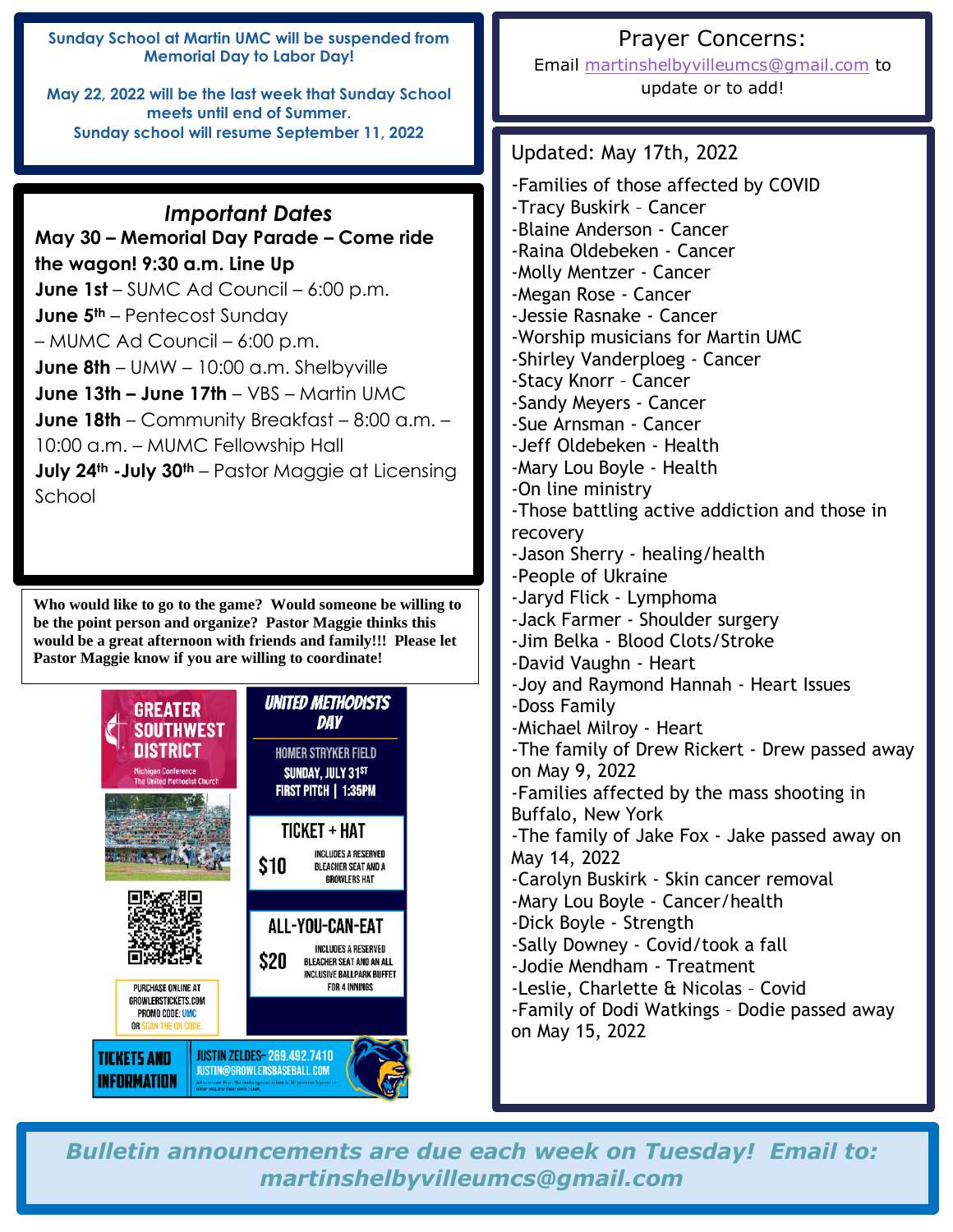**Sunday School at Martin UMC will be suspended from Memorial Day to Labor Day!**

**May 22, 2022 will be the last week that Sunday School meets until end of Summer.**
**Sunday school will resume September 11, 2022**

## *Important Dates*

**May 30 – Memorial Day Parade – Come ride the wagon! 9:30 a.m. Line Up**
**June 1st** – SUMC Ad Council – 6:00 p.m.
**June 5th** – Pentecost Sunday
– MUMC Ad Council – 6:00 p.m.
**June 8th** – UMW – 10:00 a.m. Shelbyville
**June 13th – June 17th** – VBS – Martin UMC
**June 18th** – Community Breakfast – 8:00 a.m. – 10:00 a.m. – MUMC Fellowship Hall
**July 24th -July 30th** – Pastor Maggie at Licensing School

**Who would like to go to the game? Would someone be willing to be the point person and organize? Pastor Maggie thinks this would be a great afternoon with friends and family!!! Please let Pastor Maggie know if you are willing to coordinate!**

GREATER SOUTHWEST DISTRICT
Michigan Conference
The United Methodist Church

UNITED METHODISTS DAY
HOMER STRYKER FIELD
SUNDAY, JULY 31ST
FIRST PITCH | 1:35PM

TICKET + HAT
$10 INCLUDES A RESERVED BLEACHER SEAT AND A GROWLERS HAT

ALL-YOU-CAN-EAT
$20 INCLUDES A RESERVED BLEACHER SEAT AND AN ALL INCLUSIVE BALLPARK BUFFET FOR 4 INNINGS

PURCHASE ONLINE AT GROWLERSTICKETS.COM
PROMO CODE: UMC
OR SCAN THE QR CODE.

TICKETS AND INFORMATION
JUSTIN ZELDES- 269.492.7410
JUSTIN@GROWLERSBASEBALL.COM

## Prayer Concerns:

Email martinshelbyvilleumcs@gmail.com to update or to add!

Updated: May 17th, 2022

- -Families of those affected by COVID
- -Tracy Buskirk – Cancer
- -Blaine Anderson - Cancer
- -Raina Oldebeken - Cancer
- -Molly Mentzer - Cancer
- -Megan Rose - Cancer
- -Jessie Rasnake - Cancer
- -Worship musicians for Martin UMC
- -Shirley Vanderploeg - Cancer
- -Stacy Knorr – Cancer
- -Sandy Meyers - Cancer
- -Sue Arnsman - Cancer
- -Jeff Oldebeken - Health
- -Mary Lou Boyle - Health
- -On line ministry
- -Those battling active addiction and those in recovery
- -Jason Sherry - healing/health
- -People of Ukraine
- -Jaryd Flick - Lymphoma
- -Jack Farmer - Shoulder surgery
- -Jim Belka - Blood Clots/Stroke
- -David Vaughn - Heart
- -Joy and Raymond Hannah - Heart Issues
- -Doss Family
- -Michael Milroy - Heart
- -The family of Drew Rickert - Drew passed away on May 9, 2022
- -Families affected by the mass shooting in Buffalo, New York
- -The family of Jake Fox - Jake passed away on May 14, 2022
- -Carolyn Buskirk - Skin cancer removal
- -Mary Lou Boyle - Cancer/health
- -Dick Boyle - Strength
- -Sally Downey - Covid/took a fall
- -Jodie Mendham - Treatment
- -Leslie, Charlette & Nicolas – Covid
- -Family of Dodi Watkings – Dodie passed away on May 15, 2022

***Bulletin announcements are due each week on Tuesday! Email to: martinshelbyvilleumcs@gmail.com***